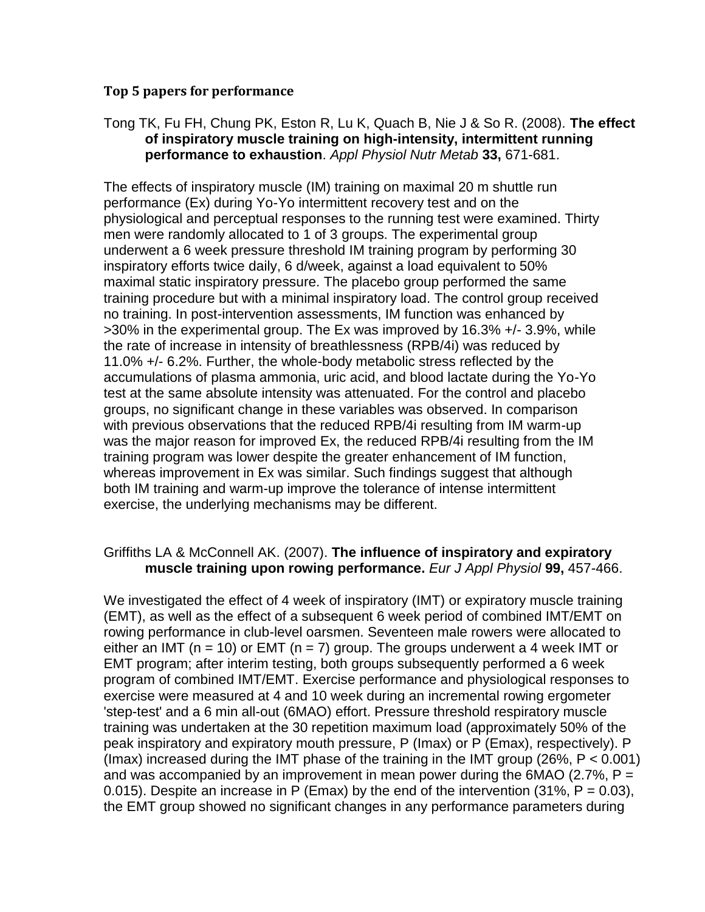**Top 5 papers for performance**

Tong TK, Fu FH, Chung PK, Eston R, Lu K, Quach B, Nie J & So R. (2008). **The effect of inspiratory muscle training on high-intensity, intermittent running performance to exhaustion**. *Appl Physiol Nutr Metab* **33,** 671-681.

The effects of inspiratory muscle (IM) training on maximal 20 m shuttle run performance (Ex) during Yo-Yo intermittent recovery test and on the physiological and perceptual responses to the running test were examined. Thirty men were randomly allocated to 1 of 3 groups. The experimental group underwent a 6 week pressure threshold IM training program by performing 30 inspiratory efforts twice daily, 6 d/week, against a load equivalent to 50% maximal static inspiratory pressure. The placebo group performed the same training procedure but with a minimal inspiratory load. The control group received no training. In post-intervention assessments, IM function was enhanced by >30% in the experimental group. The Ex was improved by 16.3% +/- 3.9%, while the rate of increase in intensity of breathlessness (RPB/4i) was reduced by 11.0% +/- 6.2%. Further, the whole-body metabolic stress reflected by the accumulations of plasma ammonia, uric acid, and blood lactate during the Yo-Yo test at the same absolute intensity was attenuated. For the control and placebo groups, no significant change in these variables was observed. In comparison with previous observations that the reduced RPB/4i resulting from IM warm-up was the major reason for improved Ex, the reduced RPB/4i resulting from the IM training program was lower despite the greater enhancement of IM function, whereas improvement in Ex was similar. Such findings suggest that although both IM training and warm-up improve the tolerance of intense intermittent exercise, the underlying mechanisms may be different.

Griffiths LA & McConnell AK. (2007). **The influence of inspiratory and expiratory muscle training upon rowing performance.** *Eur J Appl Physiol* **99,** 457-466.

We investigated the effect of 4 week of inspiratory (IMT) or expiratory muscle training (EMT), as well as the effect of a subsequent 6 week period of combined IMT/EMT on rowing performance in club-level oarsmen. Seventeen male rowers were allocated to either an IMT ($n = 10$) or EMT ($n = 7$) group. The groups underwent a 4 week IMT or EMT program; after interim testing, both groups subsequently performed a 6 week program of combined IMT/EMT. Exercise performance and physiological responses to exercise were measured at 4 and 10 week during an incremental rowing ergometer 'step-test' and a 6 min all-out (6MAO) effort. Pressure threshold respiratory muscle training was undertaken at the 30 repetition maximum load (approximately 50% of the peak inspiratory and expiratory mouth pressure, P (Imax) or P (Emax), respectively). P (Imax) increased during the IMT phase of the training in the IMT group (26%, $P < 0.001$) and was accompanied by an improvement in mean power during the 6MAO (2.7%, $P = 0.015$). Despite an increase in P (Emax) by the end of the intervention (31%, $P = 0.03$), the EMT group showed no significant changes in any performance parameters during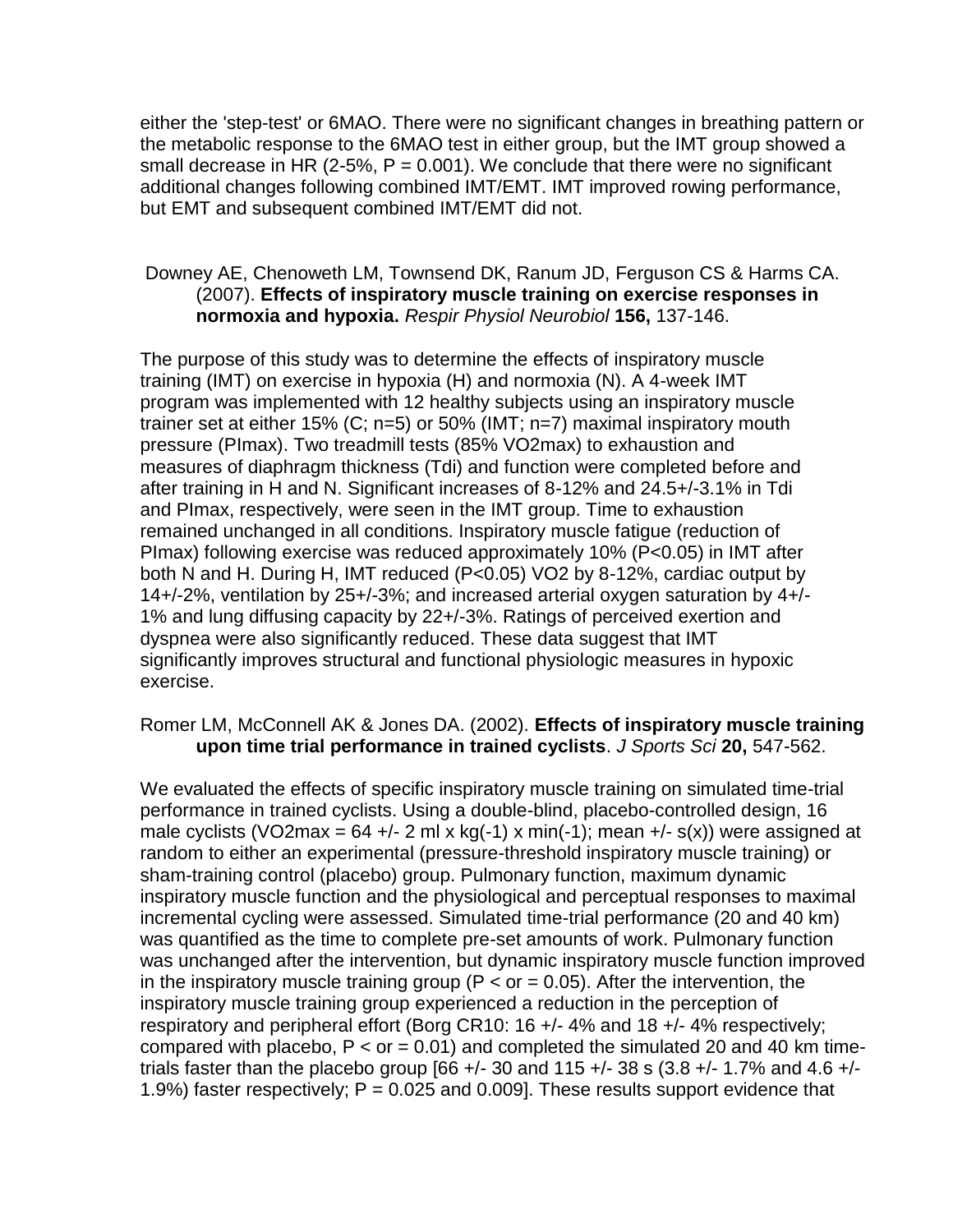either the 'step-test' or 6MAO. There were no significant changes in breathing pattern or the metabolic response to the 6MAO test in either group, but the IMT group showed a small decrease in HR (2-5%, $P = 0.001$). We conclude that there were no significant additional changes following combined IMT/EMT. IMT improved rowing performance, but EMT and subsequent combined IMT/EMT did not.

Downey AE, Chenoweth LM, Townsend DK, Ranum JD, Ferguson CS & Harms CA. (2007). **Effects of inspiratory muscle training on exercise responses in normoxia and hypoxia.** *Respir Physiol Neurobiol* **156,** 137-146.

The purpose of this study was to determine the effects of inspiratory muscle training (IMT) on exercise in hypoxia (H) and normoxia (N). A 4-week IMT program was implemented with 12 healthy subjects using an inspiratory muscle trainer set at either 15% (C; n=5) or 50% (IMT; n=7) maximal inspiratory mouth pressure (PImax). Two treadmill tests (85% VO2max) to exhaustion and measures of diaphragm thickness (Tdi) and function were completed before and after training in H and N. Significant increases of 8-12% and 24.5+/-3.1% in Tdi and PImax, respectively, were seen in the IMT group. Time to exhaustion remained unchanged in all conditions. Inspiratory muscle fatigue (reduction of PImax) following exercise was reduced approximately 10% ($P<0.05$) in IMT after both N and H. During H, IMT reduced ($P<0.05$) VO2 by 8-12%, cardiac output by 14+/-2%, ventilation by 25+/-3%; and increased arterial oxygen saturation by 4+/-1% and lung diffusing capacity by 22+/-3%. Ratings of perceived exertion and dyspnea were also significantly reduced. These data suggest that IMT significantly improves structural and functional physiologic measures in hypoxic exercise.

Romer LM, McConnell AK & Jones DA. (2002). **Effects of inspiratory muscle training upon time trial performance in trained cyclists**. *J Sports Sci* **20,** 547-562.

We evaluated the effects of specific inspiratory muscle training on simulated time-trial performance in trained cyclists. Using a double-blind, placebo-controlled design, 16 male cyclists (VO2max = 64 +/- 2 ml x kg(-1) x min(-1); mean +/- s(x)) were assigned at random to either an experimental (pressure-threshold inspiratory muscle training) or sham-training control (placebo) group. Pulmonary function, maximum dynamic inspiratory muscle function and the physiological and perceptual responses to maximal incremental cycling were assessed. Simulated time-trial performance (20 and 40 km) was quantified as the time to complete pre-set amounts of work. Pulmonary function was unchanged after the intervention, but dynamic inspiratory muscle function improved in the inspiratory muscle training group (P < or = 0.05). After the intervention, the inspiratory muscle training group experienced a reduction in the perception of respiratory and peripheral effort (Borg CR10: 16 +/- 4% and 18 +/- 4% respectively; compared with placebo, P < or = 0.01) and completed the simulated 20 and 40 km time-trials faster than the placebo group [66 +/- 30 and 115 +/- 38 s (3.8 +/- 1.7% and 4.6 +/- 1.9%) faster respectively; $P = 0.025$ and 0.009]. These results support evidence that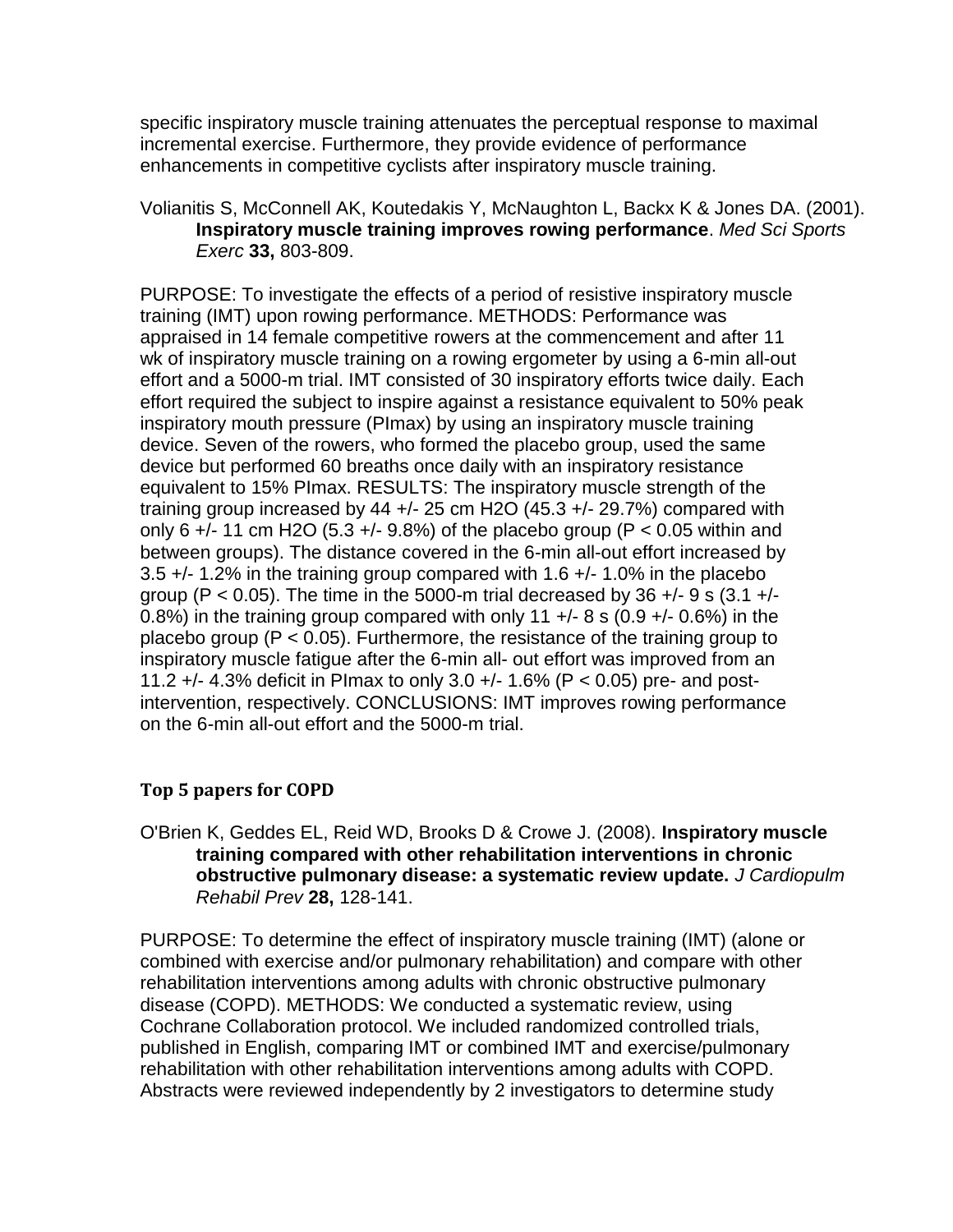specific inspiratory muscle training attenuates the perceptual response to maximal incremental exercise. Furthermore, they provide evidence of performance enhancements in competitive cyclists after inspiratory muscle training.

Volianitis S, McConnell AK, Koutedakis Y, McNaughton L, Backx K & Jones DA. (2001). **Inspiratory muscle training improves rowing performance**. *Med Sci Sports Exerc* **33,** 803-809.

PURPOSE: To investigate the effects of a period of resistive inspiratory muscle training (IMT) upon rowing performance. METHODS: Performance was appraised in 14 female competitive rowers at the commencement and after 11 wk of inspiratory muscle training on a rowing ergometer by using a 6-min all-out effort and a 5000-m trial. IMT consisted of 30 inspiratory efforts twice daily. Each effort required the subject to inspire against a resistance equivalent to 50% peak inspiratory mouth pressure (PImax) by using an inspiratory muscle training device. Seven of the rowers, who formed the placebo group, used the same device but performed 60 breaths once daily with an inspiratory resistance equivalent to 15% PImax. RESULTS: The inspiratory muscle strength of the training group increased by 44 +/- 25 cm H2O (45.3 +/- 29.7%) compared with only 6 +/- 11 cm H2O (5.3 +/- 9.8%) of the placebo group ($P < 0.05$ within and between groups). The distance covered in the 6-min all-out effort increased by 3.5 +/- 1.2% in the training group compared with 1.6 +/- 1.0% in the placebo group ($P < 0.05$). The time in the 5000-m trial decreased by 36 +/- 9 s (3.1 +/- 0.8%) in the training group compared with only 11 +/- 8 s (0.9 +/- 0.6%) in the placebo group ($P < 0.05$). Furthermore, the resistance of the training group to inspiratory muscle fatigue after the 6-min all- out effort was improved from an 11.2 +/- 4.3% deficit in PImax to only 3.0 +/- 1.6% ($P < 0.05$) pre- and post-intervention, respectively. CONCLUSIONS: IMT improves rowing performance on the 6-min all-out effort and the 5000-m trial.

## Top 5 papers for COPD

O'Brien K, Geddes EL, Reid WD, Brooks D & Crowe J. (2008). **Inspiratory muscle training compared with other rehabilitation interventions in chronic obstructive pulmonary disease: a systematic review update.** *J Cardiopulm Rehabil Prev* **28,** 128-141.

PURPOSE: To determine the effect of inspiratory muscle training (IMT) (alone or combined with exercise and/or pulmonary rehabilitation) and compare with other rehabilitation interventions among adults with chronic obstructive pulmonary disease (COPD). METHODS: We conducted a systematic review, using Cochrane Collaboration protocol. We included randomized controlled trials, published in English, comparing IMT or combined IMT and exercise/pulmonary rehabilitation with other rehabilitation interventions among adults with COPD. Abstracts were reviewed independently by 2 investigators to determine study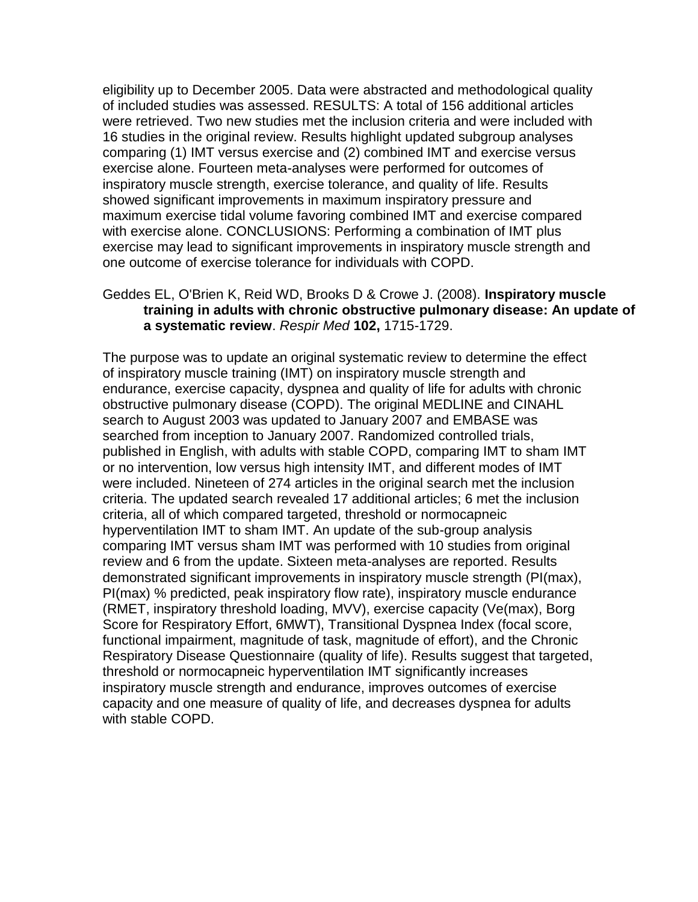eligibility up to December 2005. Data were abstracted and methodological quality of included studies was assessed. RESULTS: A total of 156 additional articles were retrieved. Two new studies met the inclusion criteria and were included with 16 studies in the original review. Results highlight updated subgroup analyses comparing (1) IMT versus exercise and (2) combined IMT and exercise versus exercise alone. Fourteen meta-analyses were performed for outcomes of inspiratory muscle strength, exercise tolerance, and quality of life. Results showed significant improvements in maximum inspiratory pressure and maximum exercise tidal volume favoring combined IMT and exercise compared with exercise alone. CONCLUSIONS: Performing a combination of IMT plus exercise may lead to significant improvements in inspiratory muscle strength and one outcome of exercise tolerance for individuals with COPD.

Geddes EL, O'Brien K, Reid WD, Brooks D & Crowe J. (2008). **Inspiratory muscle training in adults with chronic obstructive pulmonary disease: An update of a systematic review**. *Respir Med* **102,** 1715-1729.

The purpose was to update an original systematic review to determine the effect of inspiratory muscle training (IMT) on inspiratory muscle strength and endurance, exercise capacity, dyspnea and quality of life for adults with chronic obstructive pulmonary disease (COPD). The original MEDLINE and CINAHL search to August 2003 was updated to January 2007 and EMBASE was searched from inception to January 2007. Randomized controlled trials, published in English, with adults with stable COPD, comparing IMT to sham IMT or no intervention, low versus high intensity IMT, and different modes of IMT were included. Nineteen of 274 articles in the original search met the inclusion criteria. The updated search revealed 17 additional articles; 6 met the inclusion criteria, all of which compared targeted, threshold or normocapneic hyperventilation IMT to sham IMT. An update of the sub-group analysis comparing IMT versus sham IMT was performed with 10 studies from original review and 6 from the update. Sixteen meta-analyses are reported. Results demonstrated significant improvements in inspiratory muscle strength (PI(max), PI(max) % predicted, peak inspiratory flow rate), inspiratory muscle endurance (RMET, inspiratory threshold loading, MVV), exercise capacity (Ve(max), Borg Score for Respiratory Effort, 6MWT), Transitional Dyspnea Index (focal score, functional impairment, magnitude of task, magnitude of effort), and the Chronic Respiratory Disease Questionnaire (quality of life). Results suggest that targeted, threshold or normocapneic hyperventilation IMT significantly increases inspiratory muscle strength and endurance, improves outcomes of exercise capacity and one measure of quality of life, and decreases dyspnea for adults with stable COPD.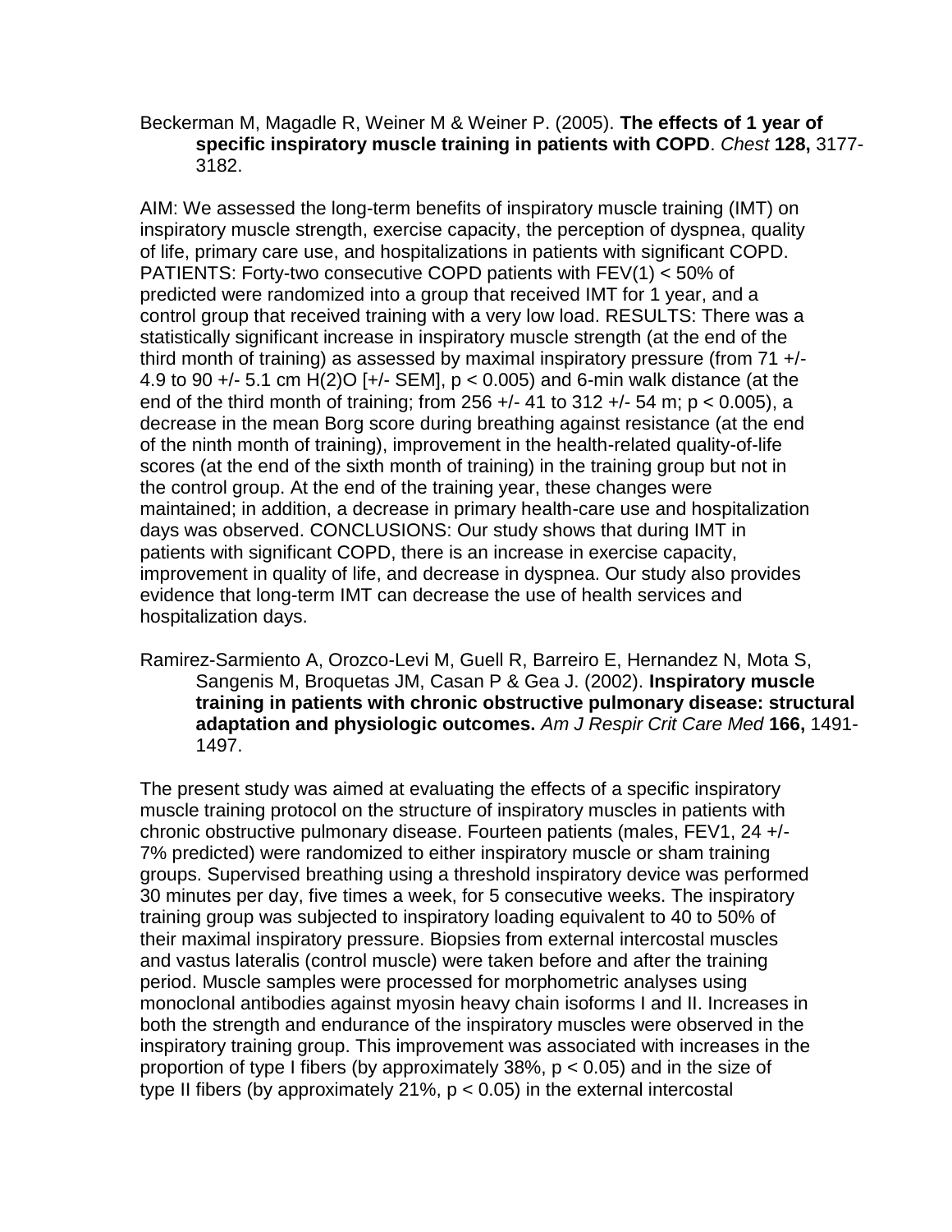Beckerman M, Magadle R, Weiner M & Weiner P. (2005). **The effects of 1 year of specific inspiratory muscle training in patients with COPD**. *Chest* **128,** 3177-3182.

AIM: We assessed the long-term benefits of inspiratory muscle training (IMT) on inspiratory muscle strength, exercise capacity, the perception of dyspnea, quality of life, primary care use, and hospitalizations in patients with significant COPD. PATIENTS: Forty-two consecutive COPD patients with FEV(1) < 50% of predicted were randomized into a group that received IMT for 1 year, and a control group that received training with a very low load. RESULTS: There was a statistically significant increase in inspiratory muscle strength (at the end of the third month of training) as assessed by maximal inspiratory pressure (from 71 +/- 4.9 to 90 +/- 5.1 cm H(2)O [+/- SEM], $p < 0.005$) and 6-min walk distance (at the end of the third month of training; from 256 +/- 41 to 312 +/- 54 m; $p < 0.005$), a decrease in the mean Borg score during breathing against resistance (at the end of the ninth month of training), improvement in the health-related quality-of-life scores (at the end of the sixth month of training) in the training group but not in the control group. At the end of the training year, these changes were maintained; in addition, a decrease in primary health-care use and hospitalization days was observed. CONCLUSIONS: Our study shows that during IMT in patients with significant COPD, there is an increase in exercise capacity, improvement in quality of life, and decrease in dyspnea. Our study also provides evidence that long-term IMT can decrease the use of health services and hospitalization days.

Ramirez-Sarmiento A, Orozco-Levi M, Guell R, Barreiro E, Hernandez N, Mota S, Sangenis M, Broquetas JM, Casan P & Gea J. (2002). **Inspiratory muscle training in patients with chronic obstructive pulmonary disease: structural adaptation and physiologic outcomes.** *Am J Respir Crit Care Med* **166,** 1491-1497.

The present study was aimed at evaluating the effects of a specific inspiratory muscle training protocol on the structure of inspiratory muscles in patients with chronic obstructive pulmonary disease. Fourteen patients (males, FEV1, 24 +/- 7% predicted) were randomized to either inspiratory muscle or sham training groups. Supervised breathing using a threshold inspiratory device was performed 30 minutes per day, five times a week, for 5 consecutive weeks. The inspiratory training group was subjected to inspiratory loading equivalent to 40 to 50% of their maximal inspiratory pressure. Biopsies from external intercostal muscles and vastus lateralis (control muscle) were taken before and after the training period. Muscle samples were processed for morphometric analyses using monoclonal antibodies against myosin heavy chain isoforms I and II. Increases in both the strength and endurance of the inspiratory muscles were observed in the inspiratory training group. This improvement was associated with increases in the proportion of type I fibers (by approximately 38%, $p < 0.05$) and in the size of type II fibers (by approximately 21%, $p < 0.05$) in the external intercostal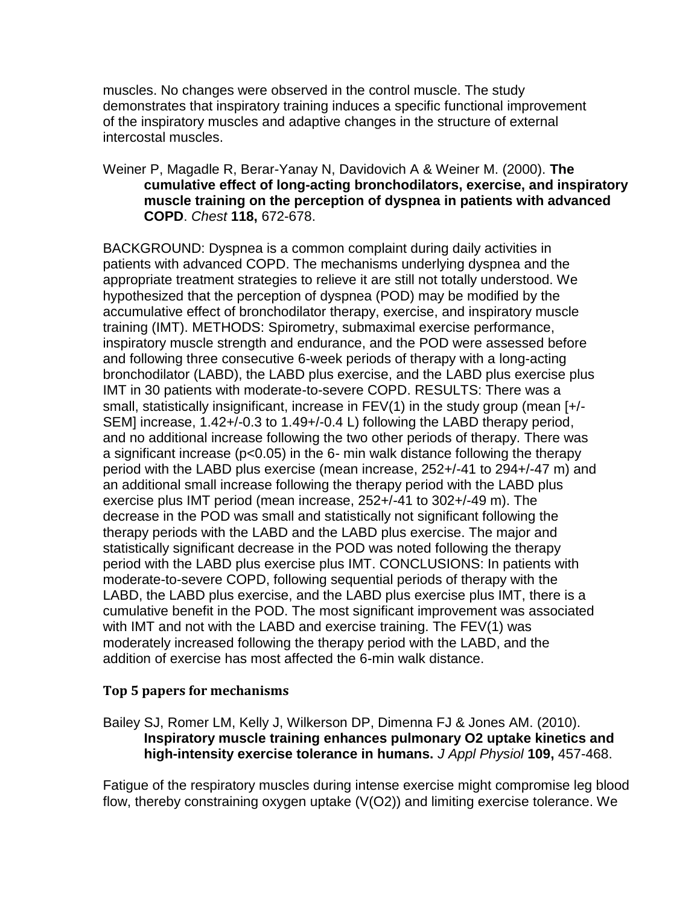muscles. No changes were observed in the control muscle. The study demonstrates that inspiratory training induces a specific functional improvement of the inspiratory muscles and adaptive changes in the structure of external intercostal muscles.

Weiner P, Magadle R, Berar-Yanay N, Davidovich A & Weiner M. (2000). **The cumulative effect of long-acting bronchodilators, exercise, and inspiratory muscle training on the perception of dyspnea in patients with advanced COPD**. *Chest* **118,** 672-678.

BACKGROUND: Dyspnea is a common complaint during daily activities in patients with advanced COPD. The mechanisms underlying dyspnea and the appropriate treatment strategies to relieve it are still not totally understood. We hypothesized that the perception of dyspnea (POD) may be modified by the accumulative effect of bronchodilator therapy, exercise, and inspiratory muscle training (IMT). METHODS: Spirometry, submaximal exercise performance, inspiratory muscle strength and endurance, and the POD were assessed before and following three consecutive 6-week periods of therapy with a long-acting bronchodilator (LABD), the LABD plus exercise, and the LABD plus exercise plus IMT in 30 patients with moderate-to-severe COPD. RESULTS: There was a small, statistically insignificant, increase in FEV(1) in the study group (mean [+/- SEM] increase, 1.42+/-0.3 to 1.49+/-0.4 L) following the LABD therapy period, and no additional increase following the two other periods of therapy. There was a significant increase ($p<0.05$) in the 6- min walk distance following the therapy period with the LABD plus exercise (mean increase, 252+/-41 to 294+/-47 m) and an additional small increase following the therapy period with the LABD plus exercise plus IMT period (mean increase, 252+/-41 to 302+/-49 m). The decrease in the POD was small and statistically not significant following the therapy periods with the LABD and the LABD plus exercise. The major and statistically significant decrease in the POD was noted following the therapy period with the LABD plus exercise plus IMT. CONCLUSIONS: In patients with moderate-to-severe COPD, following sequential periods of therapy with the LABD, the LABD plus exercise, and the LABD plus exercise plus IMT, there is a cumulative benefit in the POD. The most significant improvement was associated with IMT and not with the LABD and exercise training. The FEV(1) was moderately increased following the therapy period with the LABD, and the addition of exercise has most affected the 6-min walk distance.

### Top 5 papers for mechanisms

Bailey SJ, Romer LM, Kelly J, Wilkerson DP, Dimenna FJ & Jones AM. (2010). **Inspiratory muscle training enhances pulmonary O2 uptake kinetics and high-intensity exercise tolerance in humans.** *J Appl Physiol* **109,** 457-468.

Fatigue of the respiratory muscles during intense exercise might compromise leg blood flow, thereby constraining oxygen uptake (V(O2)) and limiting exercise tolerance. We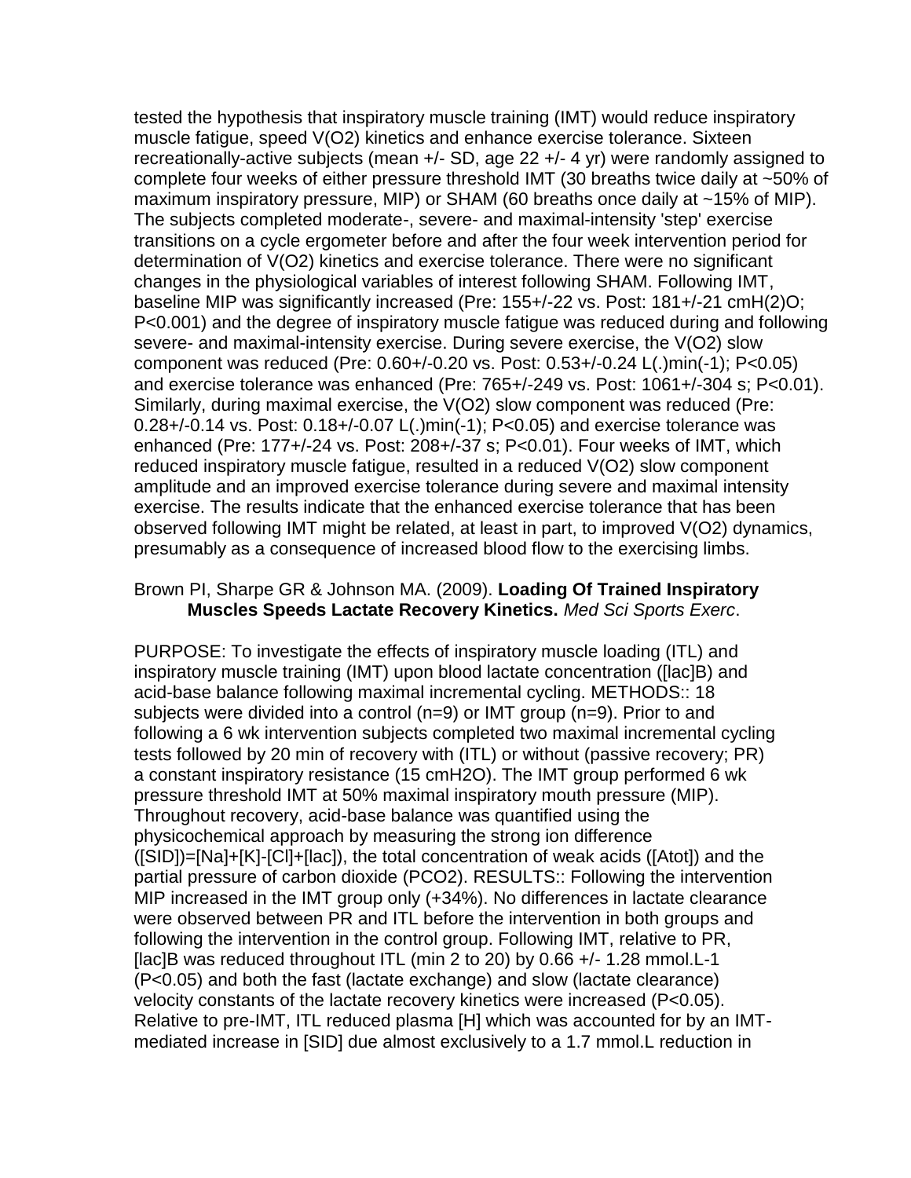tested the hypothesis that inspiratory muscle training (IMT) would reduce inspiratory muscle fatigue, speed $V(O_2)$ kinetics and enhance exercise tolerance. Sixteen recreationally-active subjects (mean +/- SD, age 22 +/- 4 yr) were randomly assigned to complete four weeks of either pressure threshold IMT (30 breaths twice daily at ~50% of maximum inspiratory pressure, MIP) or SHAM (60 breaths once daily at ~15% of MIP). The subjects completed moderate-, severe- and maximal-intensity 'step' exercise transitions on a cycle ergometer before and after the four week intervention period for determination of $V(O_2)$ kinetics and exercise tolerance. There were no significant changes in the physiological variables of interest following SHAM. Following IMT, baseline MIP was significantly increased (Pre: 155+/-22 vs. Post: 181+/-21 cmH(2)O; P<0.001) and the degree of inspiratory muscle fatigue was reduced during and following severe- and maximal-intensity exercise. During severe exercise, the $V(O_2)$ slow component was reduced (Pre: 0.60+/-0.20 vs. Post: 0.53+/-0.24 L(.)min(-1); P<0.05) and exercise tolerance was enhanced (Pre: 765+/-249 vs. Post: 1061+/-304 s; P<0.01). Similarly, during maximal exercise, the $V(O_2)$ slow component was reduced (Pre: 0.28+/-0.14 vs. Post: 0.18+/-0.07 L(.)min(-1); P<0.05) and exercise tolerance was enhanced (Pre: 177+/-24 vs. Post: 208+/-37 s; P<0.01). Four weeks of IMT, which reduced inspiratory muscle fatigue, resulted in a reduced $V(O_2)$ slow component amplitude and an improved exercise tolerance during severe and maximal intensity exercise. The results indicate that the enhanced exercise tolerance that has been observed following IMT might be related, at least in part, to improved $V(O_2)$ dynamics, presumably as a consequence of increased blood flow to the exercising limbs.

Brown PI, Sharpe GR & Johnson MA. (2009). **Loading Of Trained Inspiratory Muscles Speeds Lactate Recovery Kinetics.** *Med Sci Sports Exerc*.

PURPOSE: To investigate the effects of inspiratory muscle loading (ITL) and inspiratory muscle training (IMT) upon blood lactate concentration ([lac]B) and acid-base balance following maximal incremental cycling. METHODS:: 18 subjects were divided into a control (n=9) or IMT group (n=9). Prior to and following a 6 wk intervention subjects completed two maximal incremental cycling tests followed by 20 min of recovery with (ITL) or without (passive recovery; PR) a constant inspiratory resistance (15 cmH2O). The IMT group performed 6 wk pressure threshold IMT at 50% maximal inspiratory mouth pressure (MIP). Throughout recovery, acid-base balance was quantified using the physicochemical approach by measuring the strong ion difference ([SID])=[Na]+[K]-[Cl]+[lac]), the total concentration of weak acids ([Atot]) and the partial pressure of carbon dioxide ($PCO_2$). RESULTS:: Following the intervention MIP increased in the IMT group only (+34%). No differences in lactate clearance were observed between PR and ITL before the intervention in both groups and following the intervention in the control group. Following IMT, relative to PR, [lac]B was reduced throughout ITL (min 2 to 20) by 0.66 +/- 1.28 mmol.L-1 (P<0.05) and both the fast (lactate exchange) and slow (lactate clearance) velocity constants of the lactate recovery kinetics were increased (P<0.05). Relative to pre-IMT, ITL reduced plasma [H] which was accounted for by an IMT-mediated increase in [SID] due almost exclusively to a 1.7 mmol.L reduction in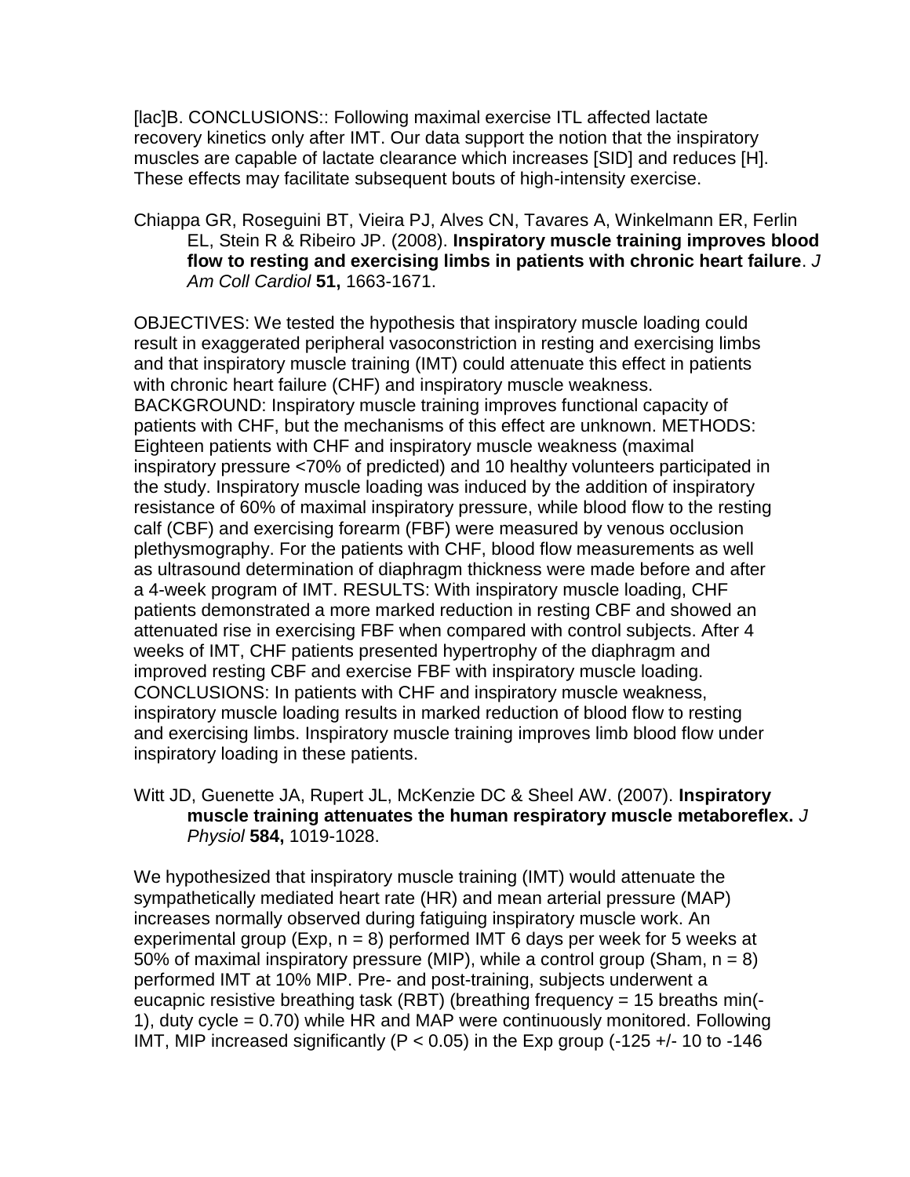[lac]B. CONCLUSIONS:: Following maximal exercise ITL affected lactate recovery kinetics only after IMT. Our data support the notion that the inspiratory muscles are capable of lactate clearance which increases [SID] and reduces [H]. These effects may facilitate subsequent bouts of high-intensity exercise.

Chiappa GR, Roseguini BT, Vieira PJ, Alves CN, Tavares A, Winkelmann ER, Ferlin EL, Stein R & Ribeiro JP. (2008). **Inspiratory muscle training improves blood flow to resting and exercising limbs in patients with chronic heart failure**. *J Am Coll Cardiol* **51,** 1663-1671.

OBJECTIVES: We tested the hypothesis that inspiratory muscle loading could result in exaggerated peripheral vasoconstriction in resting and exercising limbs and that inspiratory muscle training (IMT) could attenuate this effect in patients with chronic heart failure (CHF) and inspiratory muscle weakness. BACKGROUND: Inspiratory muscle training improves functional capacity of patients with CHF, but the mechanisms of this effect are unknown. METHODS: Eighteen patients with CHF and inspiratory muscle weakness (maximal inspiratory pressure <70% of predicted) and 10 healthy volunteers participated in the study. Inspiratory muscle loading was induced by the addition of inspiratory resistance of 60% of maximal inspiratory pressure, while blood flow to the resting calf (CBF) and exercising forearm (FBF) were measured by venous occlusion plethysmography. For the patients with CHF, blood flow measurements as well as ultrasound determination of diaphragm thickness were made before and after a 4-week program of IMT. RESULTS: With inspiratory muscle loading, CHF patients demonstrated a more marked reduction in resting CBF and showed an attenuated rise in exercising FBF when compared with control subjects. After 4 weeks of IMT, CHF patients presented hypertrophy of the diaphragm and improved resting CBF and exercise FBF with inspiratory muscle loading. CONCLUSIONS: In patients with CHF and inspiratory muscle weakness, inspiratory muscle loading results in marked reduction of blood flow to resting and exercising limbs. Inspiratory muscle training improves limb blood flow under inspiratory loading in these patients.

Witt JD, Guenette JA, Rupert JL, McKenzie DC & Sheel AW. (2007). **Inspiratory muscle training attenuates the human respiratory muscle metaboreflex.** *J Physiol* **584,** 1019-1028.

We hypothesized that inspiratory muscle training (IMT) would attenuate the sympathetically mediated heart rate (HR) and mean arterial pressure (MAP) increases normally observed during fatiguing inspiratory muscle work. An experimental group (Exp, $n = 8$) performed IMT 6 days per week for 5 weeks at 50% of maximal inspiratory pressure (MIP), while a control group (Sham, $n = 8$) performed IMT at 10% MIP. Pre- and post-training, subjects underwent a eucapnic resistive breathing task (RBT) (breathing frequency = 15 breaths min(-1), duty cycle = 0.70) while HR and MAP were continuously monitored. Following IMT, MIP increased significantly ($P < 0.05$) in the Exp group (-125 +/- 10 to -146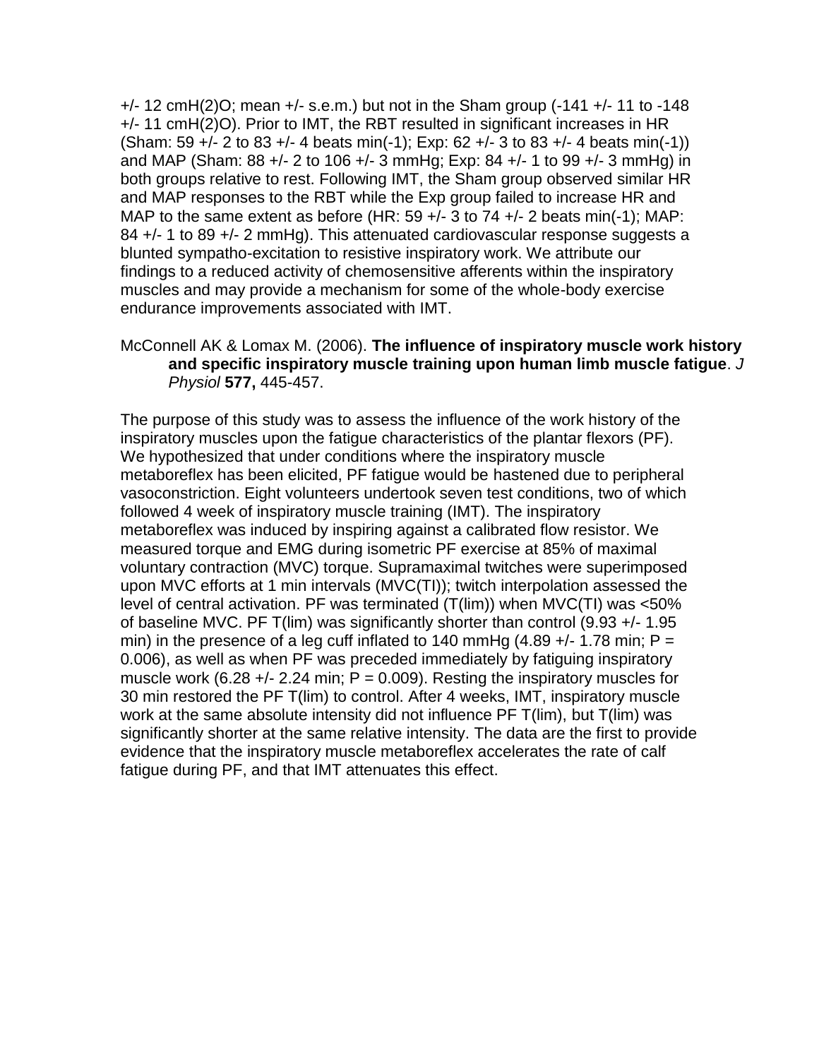+/- 12 cmH(2)O; mean +/- s.e.m.) but not in the Sham group (-141 +/- 11 to -148 +/- 11 cmH(2)O). Prior to IMT, the RBT resulted in significant increases in HR (Sham: 59 +/- 2 to 83 +/- 4 beats min(-1); Exp: 62 +/- 3 to 83 +/- 4 beats min(-1)) and MAP (Sham: 88 +/- 2 to 106 +/- 3 mmHg; Exp: 84 +/- 1 to 99 +/- 3 mmHg) in both groups relative to rest. Following IMT, the Sham group observed similar HR and MAP responses to the RBT while the Exp group failed to increase HR and MAP to the same extent as before (HR: 59 +/- 3 to 74 +/- 2 beats min(-1); MAP: 84 +/- 1 to 89 +/- 2 mmHg). This attenuated cardiovascular response suggests a blunted sympatho-excitation to resistive inspiratory work. We attribute our findings to a reduced activity of chemosensitive afferents within the inspiratory muscles and may provide a mechanism for some of the whole-body exercise endurance improvements associated with IMT.

McConnell AK & Lomax M. (2006). **The influence of inspiratory muscle work history and specific inspiratory muscle training upon human limb muscle fatigue**. *J Physiol* **577,** 445-457.

The purpose of this study was to assess the influence of the work history of the inspiratory muscles upon the fatigue characteristics of the plantar flexors (PF). We hypothesized that under conditions where the inspiratory muscle metaboreflex has been elicited, PF fatigue would be hastened due to peripheral vasoconstriction. Eight volunteers undertook seven test conditions, two of which followed 4 week of inspiratory muscle training (IMT). The inspiratory metaboreflex was induced by inspiring against a calibrated flow resistor. We measured torque and EMG during isometric PF exercise at 85% of maximal voluntary contraction (MVC) torque. Supramaximal twitches were superimposed upon MVC efforts at 1 min intervals (MVC(TI)); twitch interpolation assessed the level of central activation. PF was terminated (T(lim)) when MVC(TI) was <50% of baseline MVC. PF T(lim) was significantly shorter than control (9.93 +/- 1.95 min) in the presence of a leg cuff inflated to 140 mmHg (4.89 +/- 1.78 min; P = 0.006), as well as when PF was preceded immediately by fatiguing inspiratory muscle work (6.28 +/- 2.24 min; P = 0.009). Resting the inspiratory muscles for 30 min restored the PF T(lim) to control. After 4 weeks, IMT, inspiratory muscle work at the same absolute intensity did not influence PF T(lim), but T(lim) was significantly shorter at the same relative intensity. The data are the first to provide evidence that the inspiratory muscle metaboreflex accelerates the rate of calf fatigue during PF, and that IMT attenuates this effect.